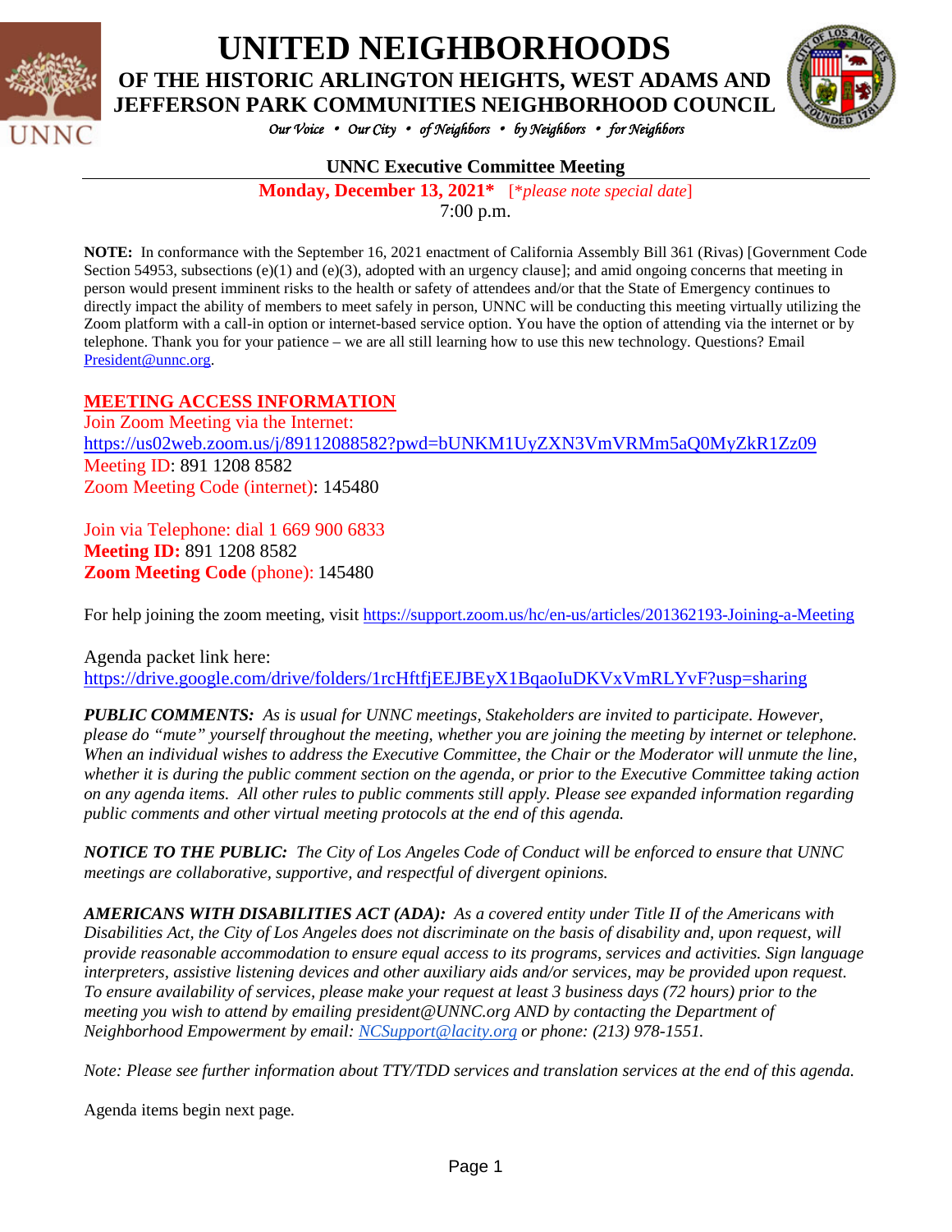# UNITED NEIGHBORHOODS

## OF THE HISTORIC ARLINGTON HEIGHTS, WEST ADAMS AND JEFFERSON PARK COMMUNITIES NEIGHBORHOOD COUNCIL

*Our Voice • Our City • of Neighbors • by Neighbors • for Neighbors*

### UNNC Executive Committee Meeting

**Monday, December 13, 2021*** [*please note special date]

7:00 p.m.

**NOTE:** In conformance with the September 16, 2021 enactment of California Assembly Bill 361 (Rivas) [Government Code Section 54953, subsections (e)(1) and (e)(3), adopted with an urgency clause]; and amid ongoing concerns that meeting in person would present imminent risks to the health or safety of attendees and/or that the State of Emergency continues to directly impact the ability of members to meet safely in person, UNNC will be conducting this meeting virtually utilizing the Zoom platform with a call-in option or internet-based service option. You have the option of attending via the internet or by telephone. Thank you for your patience – we are all still learning how to use this new technology. Questions? Email President@unnc.org.

**MEETING ACCESS INFORMATION**

Join Zoom Meeting via the Internet:
https://us02web.zoom.us/j/89112088582?pwd=bUNKM1UyZXN3VmVRMm5aQ0MyZkR1Zz09
Meeting ID: 891 1208 8582
Zoom Meeting Code (internet): 145480

Join via Telephone: dial 1 669 900 6833
**Meeting ID:** 891 1208 8582
**Zoom Meeting Code** (phone): 145480

For help joining the zoom meeting, visit https://support.zoom.us/hc/en-us/articles/201362193-Joining-a-Meeting

Agenda packet link here:
https://drive.google.com/drive/folders/1rcHftfjEEJBEyX1BqaoIuDKVxVmRLYvF?usp=sharing

***PUBLIC COMMENTS:*** *As is usual for UNNC meetings, Stakeholders are invited to participate. However, please do "mute" yourself throughout the meeting, whether you are joining the meeting by internet or telephone. When an individual wishes to address the Executive Committee, the Chair or the Moderator will unmute the line, whether it is during the public comment section on the agenda, or prior to the Executive Committee taking action on any agenda items. All other rules to public comments still apply. Please see expanded information regarding public comments and other virtual meeting protocols at the end of this agenda.*

***NOTICE TO THE PUBLIC:*** *The City of Los Angeles Code of Conduct will be enforced to ensure that UNNC meetings are collaborative, supportive, and respectful of divergent opinions.*

***AMERICANS WITH DISABILITIES ACT (ADA):*** *As a covered entity under Title II of the Americans with Disabilities Act, the City of Los Angeles does not discriminate on the basis of disability and, upon request, will provide reasonable accommodation to ensure equal access to its programs, services and activities. Sign language interpreters, assistive listening devices and other auxiliary aids and/or services, may be provided upon request. To ensure availability of services, please make your request at least 3 business days (72 hours) prior to the meeting you wish to attend by emailing president@UNNC.org AND by contacting the Department of Neighborhood Empowerment by email: NCSupport@lacity.org or phone: (213) 978-1551.*

*Note: Please see further information about TTY/TDD services and translation services at the end of this agenda.*

Agenda items begin next page.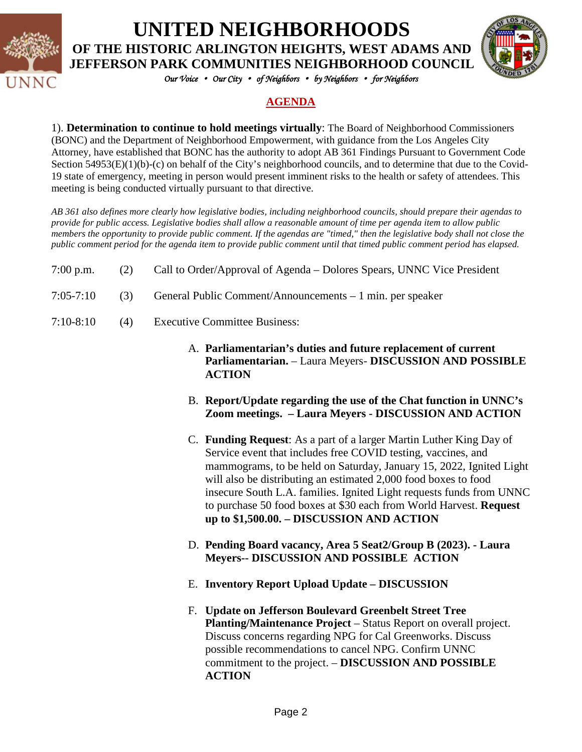# UNITED NEIGHBORHOODS

## OF THE HISTORIC ARLINGTON HEIGHTS, WEST ADAMS AND JEFFERSON PARK COMMUNITIES NEIGHBORHOOD COUNCIL

*Our Voice • Our City • of Neighbors • by Neighbors • for Neighbors*

## AGENDA

1). **Determination to continue to hold meetings virtually**: The Board of Neighborhood Commissioners (BONC) and the Department of Neighborhood Empowerment, with guidance from the Los Angeles City Attorney, have established that BONC has the authority to adopt AB 361 Findings Pursuant to Government Code Section 54953(E)(1)(b)-(c) on behalf of the City's neighborhood councils, and to determine that due to the Covid-19 state of emergency, meeting in person would present imminent risks to the health or safety of attendees. This meeting is being conducted virtually pursuant to that directive.

*AB 361 also defines more clearly how legislative bodies, including neighborhood councils, should prepare their agendas to provide for public access. Legislative bodies shall allow a reasonable amount of time per agenda item to allow public members the opportunity to provide public comment. If the agendas are "timed," then the legislative body shall not close the public comment period for the agenda item to provide public comment until that timed public comment period has elapsed.*

7:00 p.m. (2) Call to Order/Approval of Agenda – Dolores Spears, UNNC Vice President

7:05-7:10 (3) General Public Comment/Announcements – 1 min. per speaker

7:10-8:10 (4) Executive Committee Business:

A. **Parliamentarian's duties and future replacement of current Parliamentarian.** – Laura Meyers- **DISCUSSION AND POSSIBLE ACTION**

B. **Report/Update regarding the use of the Chat function in UNNC's Zoom meetings. – Laura Meyers - DISCUSSION AND ACTION**

C. **Funding Request**: As a part of a larger Martin Luther King Day of Service event that includes free COVID testing, vaccines, and mammograms, to be held on Saturday, January 15, 2022, Ignited Light will also be distributing an estimated 2,000 food boxes to food insecure South L.A. families. Ignited Light requests funds from UNNC to purchase 50 food boxes at $30 each from World Harvest. **Request up to $1,500.00. – DISCUSSION AND ACTION**

D. **Pending Board vacancy, Area 5 Seat2/Group B (2023). - Laura Meyers-- DISCUSSION AND POSSIBLE ACTION**

E. **Inventory Report Upload Update – DISCUSSION**

F. **Update on Jefferson Boulevard Greenbelt Street Tree Planting/Maintenance Project** – Status Report on overall project. Discuss concerns regarding NPG for Cal Greenworks. Discuss possible recommendations to cancel NPG. Confirm UNNC commitment to the project. – **DISCUSSION AND POSSIBLE ACTION**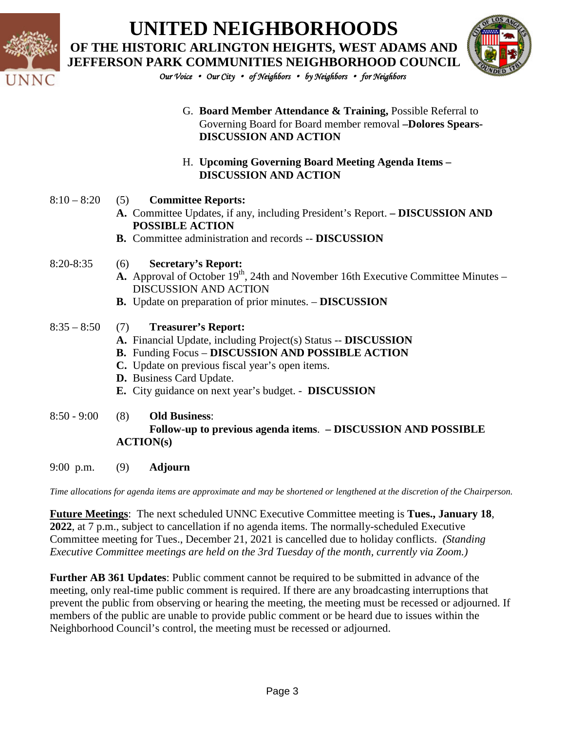G. **Board Member Attendance & Training,** Possible Referral to Governing Board for Board member removal **–Dolores Spears- DISCUSSION AND ACTION**

H. **Upcoming Governing Board Meeting Agenda Items – DISCUSSION AND ACTION**

8:10 – 8:20 (5) **Committee Reports:**

**A.** Committee Updates, if any, including President's Report. **– DISCUSSION AND POSSIBLE ACTION**

**B.** Committee administration and records -- **DISCUSSION**

8:20-8:35 (6) **Secretary's Report:**

**A.** Approval of October 19th, 24th and November 16th Executive Committee Minutes – DISCUSSION AND ACTION

**B.** Update on preparation of prior minutes. – **DISCUSSION**

8:35 – 8:50 (7) **Treasurer's Report:**

**A.** Financial Update, including Project(s) Status -- **DISCUSSION**

**B.** Funding Focus – **DISCUSSION AND POSSIBLE ACTION**

**C.** Update on previous fiscal year's open items.

**D.** Business Card Update.

**E.** City guidance on next year's budget. - **DISCUSSION**

8:50 - 9:00 (8) **Old Business**:

**Follow-up to previous agenda items**. **– DISCUSSION AND POSSIBLE ACTION(s)**

9:00 p.m. (9) **Adjourn**

*Time allocations for agenda items are approximate and may be shortened or lengthened at the discretion of the Chairperson.*

**Future Meetings**: The next scheduled UNNC Executive Committee meeting is **Tues., January 18**, **2022**, at 7 p.m., subject to cancellation if no agenda items. The normally-scheduled Executive Committee meeting for Tues., December 21, 2021 is cancelled due to holiday conflicts. *(Standing Executive Committee meetings are held on the 3rd Tuesday of the month, currently via Zoom.)*

**Further AB 361 Updates**: Public comment cannot be required to be submitted in advance of the meeting, only real-time public comment is required. If there are any broadcasting interruptions that prevent the public from observing or hearing the meeting, the meeting must be recessed or adjourned. If members of the public are unable to provide public comment or be heard due to issues within the Neighborhood Council's control, the meeting must be recessed or adjourned.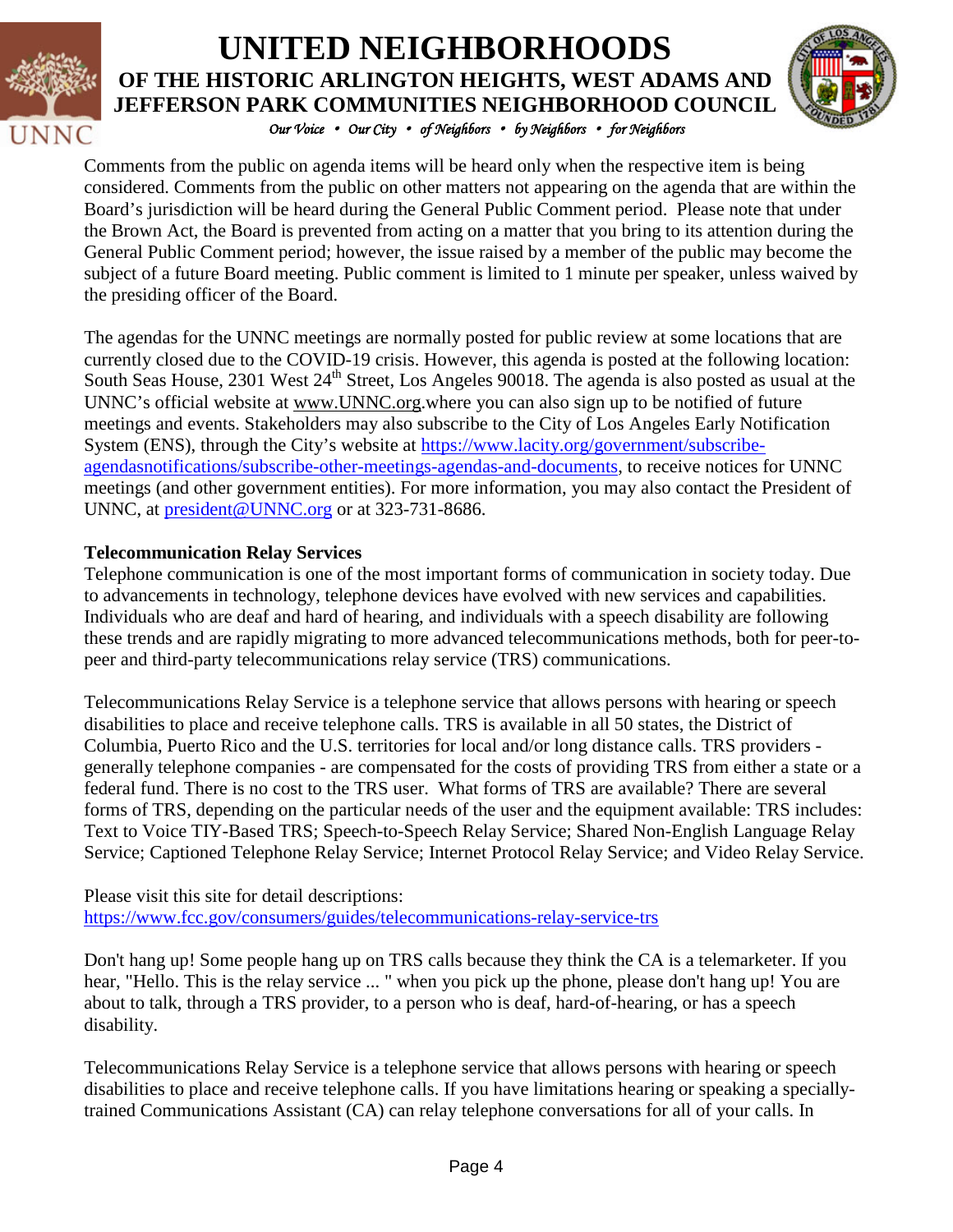Comments from the public on agenda items will be heard only when the respective item is being considered. Comments from the public on other matters not appearing on the agenda that are within the Board's jurisdiction will be heard during the General Public Comment period. Please note that under the Brown Act, the Board is prevented from acting on a matter that you bring to its attention during the General Public Comment period; however, the issue raised by a member of the public may become the subject of a future Board meeting. Public comment is limited to 1 minute per speaker, unless waived by the presiding officer of the Board.

The agendas for the UNNC meetings are normally posted for public review at some locations that are currently closed due to the COVID-19 crisis. However, this agenda is posted at the following location: South Seas House, 2301 West 24th Street, Los Angeles 90018. The agenda is also posted as usual at the UNNC's official website at www.UNNC.org.where you can also sign up to be notified of future meetings and events. Stakeholders may also subscribe to the City of Los Angeles Early Notification System (ENS), through the City's website at https://www.lacity.org/government/subscribe-agendasnotifications/subscribe-other-meetings-agendas-and-documents, to receive notices for UNNC meetings (and other government entities). For more information, you may also contact the President of UNNC, at president@UNNC.org or at 323-731-8686.

**Telecommunication Relay Services**

Telephone communication is one of the most important forms of communication in society today. Due to advancements in technology, telephone devices have evolved with new services and capabilities. Individuals who are deaf and hard of hearing, and individuals with a speech disability are following these trends and are rapidly migrating to more advanced telecommunications methods, both for peer-to-peer and third-party telecommunications relay service (TRS) communications.

Telecommunications Relay Service is a telephone service that allows persons with hearing or speech disabilities to place and receive telephone calls. TRS is available in all 50 states, the District of Columbia, Puerto Rico and the U.S. territories for local and/or long distance calls. TRS providers - generally telephone companies - are compensated for the costs of providing TRS from either a state or a federal fund. There is no cost to the TRS user. What forms of TRS are available? There are several forms of TRS, depending on the particular needs of the user and the equipment available: TRS includes: Text to Voice TIY-Based TRS; Speech-to-Speech Relay Service; Shared Non-English Language Relay Service; Captioned Telephone Relay Service; Internet Protocol Relay Service; and Video Relay Service.

Please visit this site for detail descriptions:
https://www.fcc.gov/consumers/guides/telecommunications-relay-service-trs

Don't hang up! Some people hang up on TRS calls because they think the CA is a telemarketer. If you hear, "Hello. This is the relay service ... " when you pick up the phone, please don't hang up! You are about to talk, through a TRS provider, to a person who is deaf, hard-of-hearing, or has a speech disability.

Telecommunications Relay Service is a telephone service that allows persons with hearing or speech disabilities to place and receive telephone calls. If you have limitations hearing or speaking a specially-trained Communications Assistant (CA) can relay telephone conversations for all of your calls. In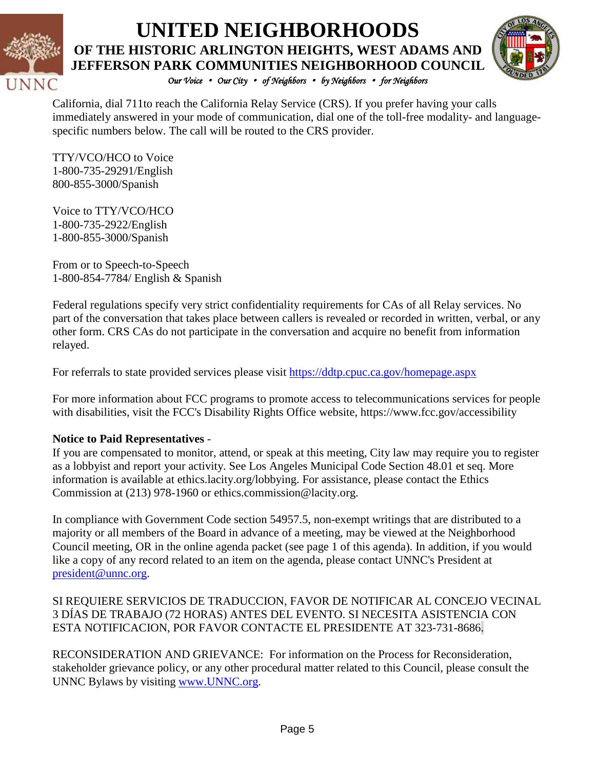California, dial 711to reach the California Relay Service (CRS). If you prefer having your calls immediately answered in your mode of communication, dial one of the toll-free modality- and language-specific numbers below. The call will be routed to the CRS provider.

TTY/VCO/HCO to Voice
1-800-735-29291/English
800-855-3000/Spanish

Voice to TTY/VCO/HCO
1-800-735-2922/English
1-800-855-3000/Spanish

From or to Speech-to-Speech
1-800-854-7784/ English & Spanish

Federal regulations specify very strict confidentiality requirements for CAs of all Relay services. No part of the conversation that takes place between callers is revealed or recorded in written, verbal, or any other form. CRS CAs do not participate in the conversation and acquire no benefit from information relayed.

For referrals to state provided services please visit https://ddtp.cpuc.ca.gov/homepage.aspx

For more information about FCC programs to promote access to telecommunications services for people with disabilities, visit the FCC's Disability Rights Office website, https://www.fcc.gov/accessibility

**Notice to Paid Representatives** -
If you are compensated to monitor, attend, or speak at this meeting, City law may require you to register as a lobbyist and report your activity. See Los Angeles Municipal Code Section 48.01 et seq. More information is available at ethics.lacity.org/lobbying. For assistance, please contact the Ethics Commission at (213) 978-1960 or ethics.commission@lacity.org.

In compliance with Government Code section 54957.5, non-exempt writings that are distributed to a majority or all members of the Board in advance of a meeting, may be viewed at the Neighborhood Council meeting, OR in the online agenda packet (see page 1 of this agenda). In addition, if you would like a copy of any record related to an item on the agenda, please contact UNNC's President at president@unnc.org.

SI REQUIERE SERVICIOS DE TRADUCCION, FAVOR DE NOTIFICAR AL CONCEJO VECINAL 3 DÍAS DE TRABAJO (72 HORAS) ANTES DEL EVENTO. SI NECESITA ASISTENCIA CON ESTA NOTIFICACION, POR FAVOR CONTACTE EL PRESIDENTE AT 323-731-8686.

RECONSIDERATION AND GRIEVANCE: For information on the Process for Reconsideration, stakeholder grievance policy, or any other procedural matter related to this Council, please consult the UNNC Bylaws by visiting www.UNNC.org.